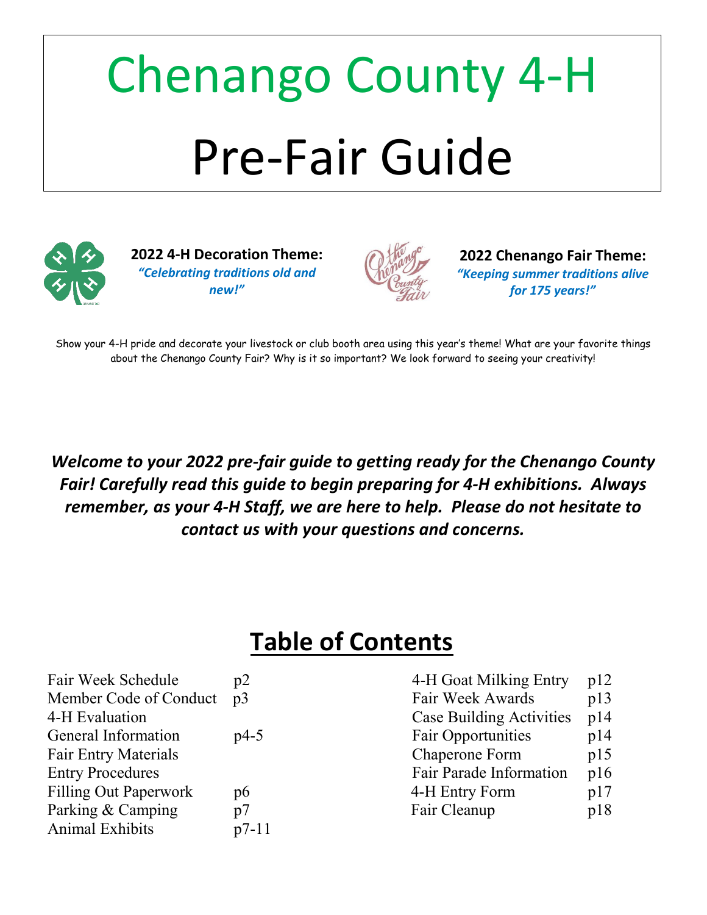# Chenango County 4-H

# Pre-Fair Guide

**2022 4-H Decoration Theme:**
***"Celebrating traditions old and new!"***

**2022 Chenango Fair Theme:**
***"Keeping summer traditions alive for 175 years!"***

Show your 4-H pride and decorate your livestock or club booth area using this year's theme! What are your favorite things about the Chenango County Fair? Why is it so important? We look forward to seeing your creativity!

***Welcome to your 2022 pre-fair guide to getting ready for the Chenango County Fair! Carefully read this guide to begin preparing for 4-H exhibitions. Always remember, as your 4-H Staff, we are here to help. Please do not hesitate to contact us with your questions and concerns.***

## Table of Contents

| | | | |
|---|---|---|---|
| Fair Week Schedule | p2 | 4-H Goat Milking Entry | p12 |
| Member Code of Conduct | p3 | Fair Week Awards | p13 |
| 4-H Evaluation | | Case Building Activities | p14 |
| General Information | p4-5 | Fair Opportunities | p14 |
| Fair Entry Materials | | Chaperone Form | p15 |
| Entry Procedures | | Fair Parade Information | p16 |
| Filling Out Paperwork | p6 | 4-H Entry Form | p17 |
| Parking & Camping | p7 | Fair Cleanup | p18 |
| Animal Exhibits | p7-11 | | |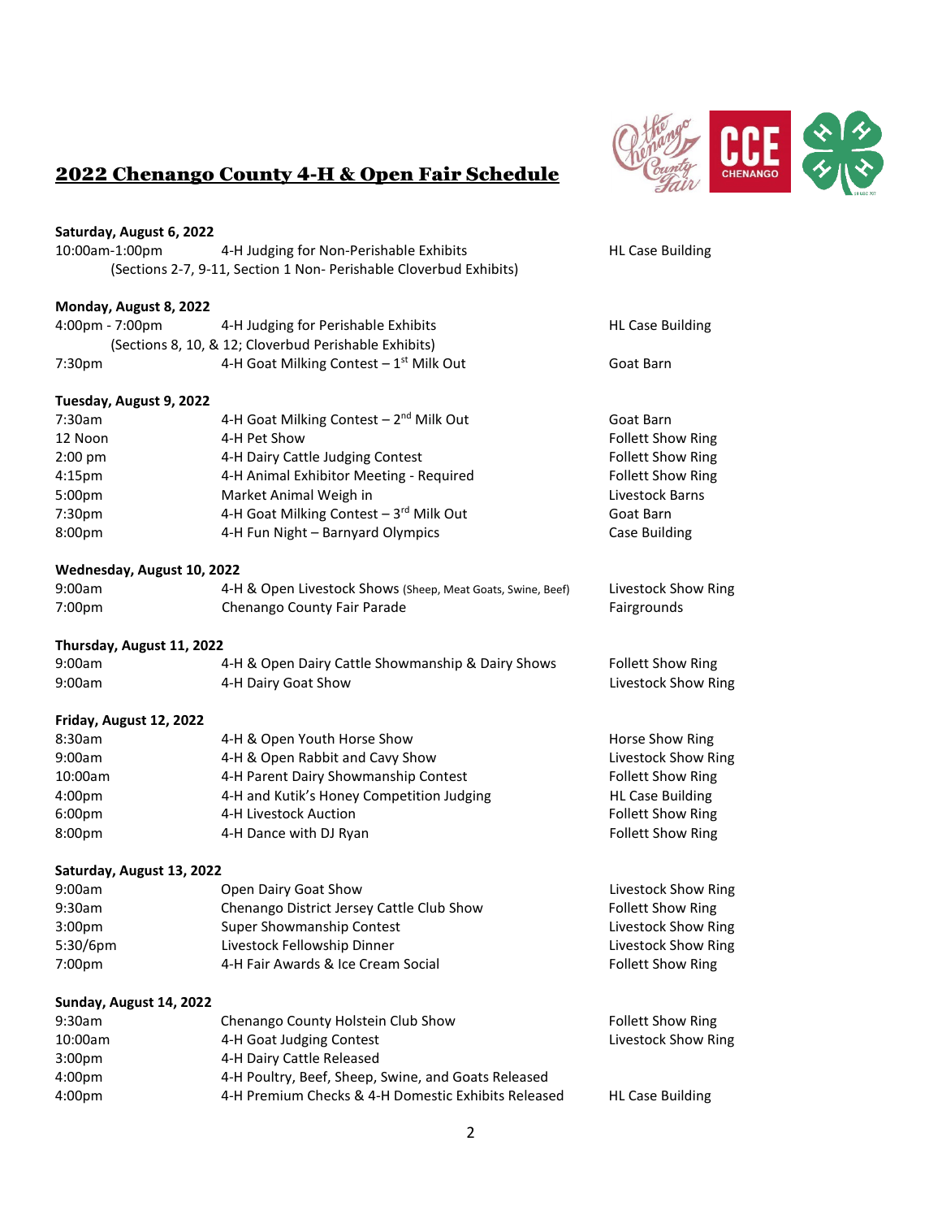# 2022 Chenango County 4-H & Open Fair Schedule

**Saturday, August 6, 2022**

| | | |
|---|---|---|
| 10:00am-1:00pm | 4-H Judging for Non-Perishable Exhibits (Sections 2-7, 9-11, Section 1 Non- Perishable Cloverbud Exhibits) | HL Case Building |

**Monday, August 8, 2022**

| | | |
|---|---|---|
| 4:00pm - 7:00pm | 4-H Judging for Perishable Exhibits (Sections 8, 10, & 12; Cloverbud Perishable Exhibits) | HL Case Building |
| 7:30pm | 4-H Goat Milking Contest – 1st Milk Out | Goat Barn |

**Tuesday, August 9, 2022**

| | | |
|---|---|---|
| 7:30am | 4-H Goat Milking Contest – 2nd Milk Out | Goat Barn |
| 12 Noon | 4-H Pet Show | Follett Show Ring |
| 2:00 pm | 4-H Dairy Cattle Judging Contest | Follett Show Ring |
| 4:15pm | 4-H Animal Exhibitor Meeting - Required | Follett Show Ring |
| 5:00pm | Market Animal Weigh in | Livestock Barns |
| 7:30pm | 4-H Goat Milking Contest – 3rd Milk Out | Goat Barn |
| 8:00pm | 4-H Fun Night – Barnyard Olympics | Case Building |

**Wednesday, August 10, 2022**

| | | |
|---|---|---|
| 9:00am | 4-H & Open Livestock Shows (Sheep, Meat Goats, Swine, Beef) | Livestock Show Ring |
| 7:00pm | Chenango County Fair Parade | Fairgrounds |

**Thursday, August 11, 2022**

| | | |
|---|---|---|
| 9:00am | 4-H & Open Dairy Cattle Showmanship & Dairy Shows | Follett Show Ring |
| 9:00am | 4-H Dairy Goat Show | Livestock Show Ring |

**Friday, August 12, 2022**

| | | |
|---|---|---|
| 8:30am | 4-H & Open Youth Horse Show | Horse Show Ring |
| 9:00am | 4-H & Open Rabbit and Cavy Show | Livestock Show Ring |
| 10:00am | 4-H Parent Dairy Showmanship Contest | Follett Show Ring |
| 4:00pm | 4-H and Kutik's Honey Competition Judging | HL Case Building |
| 6:00pm | 4-H Livestock Auction | Follett Show Ring |
| 8:00pm | 4-H Dance with DJ Ryan | Follett Show Ring |

**Saturday, August 13, 2022**

| | | |
|---|---|---|
| 9:00am | Open Dairy Goat Show | Livestock Show Ring |
| 9:30am | Chenango District Jersey Cattle Club Show | Follett Show Ring |
| 3:00pm | Super Showmanship Contest | Livestock Show Ring |
| 5:30/6pm | Livestock Fellowship Dinner | Livestock Show Ring |
| 7:00pm | 4-H Fair Awards & Ice Cream Social | Follett Show Ring |

**Sunday, August 14, 2022**

| | | |
|---|---|---|
| 9:30am | Chenango County Holstein Club Show | Follett Show Ring |
| 10:00am | 4-H Goat Judging Contest | Livestock Show Ring |
| 3:00pm | 4-H Dairy Cattle Released | |
| 4:00pm | 4-H Poultry, Beef, Sheep, Swine, and Goats Released | |
| 4:00pm | 4-H Premium Checks & 4-H Domestic Exhibits Released | HL Case Building |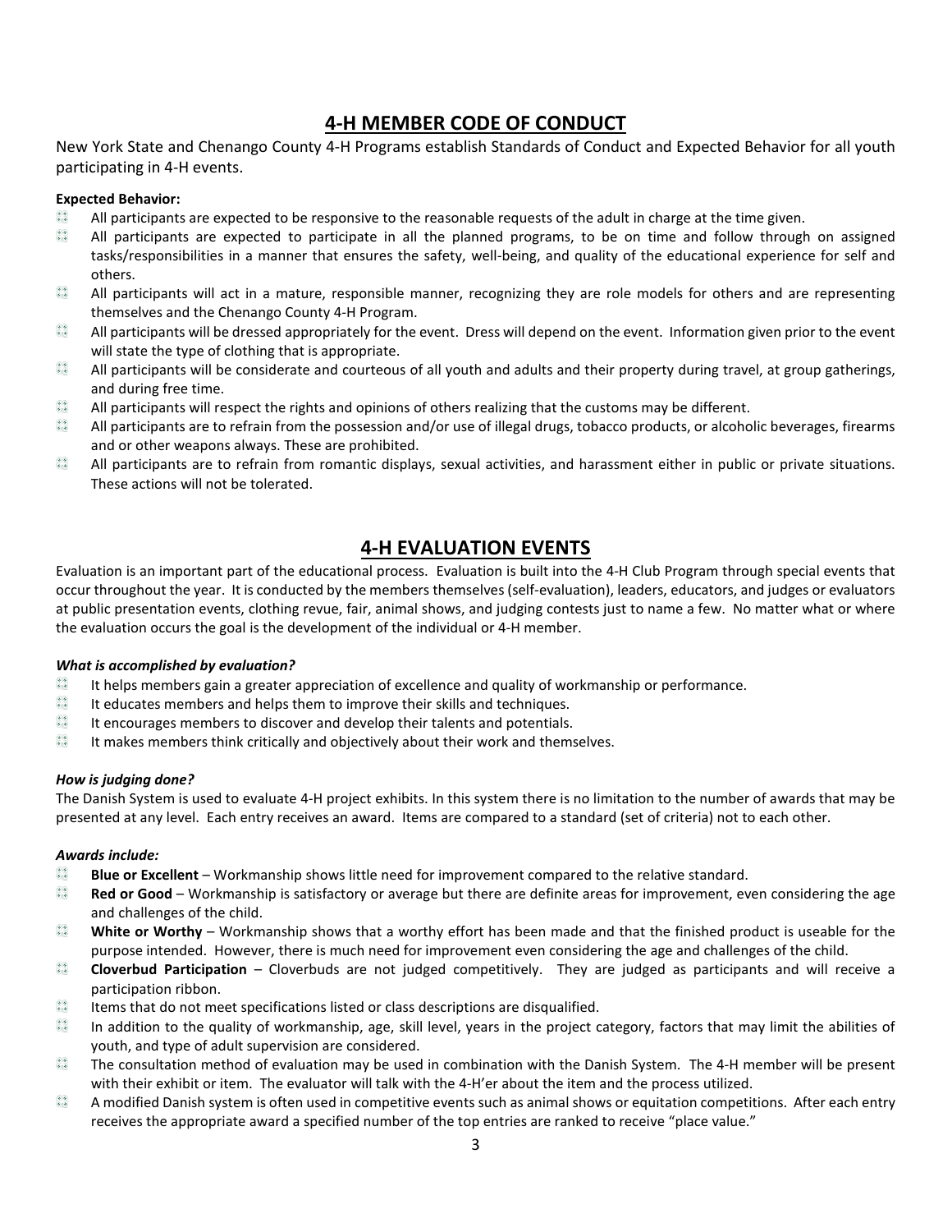## 4-H MEMBER CODE OF CONDUCT

New York State and Chenango County 4-H Programs establish Standards of Conduct and Expected Behavior for all youth participating in 4-H events.

**Expected Behavior:**

- All participants are expected to be responsive to the reasonable requests of the adult in charge at the time given.
- All participants are expected to participate in all the planned programs, to be on time and follow through on assigned tasks/responsibilities in a manner that ensures the safety, well-being, and quality of the educational experience for self and others.
- All participants will act in a mature, responsible manner, recognizing they are role models for others and are representing themselves and the Chenango County 4-H Program.
- All participants will be dressed appropriately for the event. Dress will depend on the event. Information given prior to the event will state the type of clothing that is appropriate.
- All participants will be considerate and courteous of all youth and adults and their property during travel, at group gatherings, and during free time.
- All participants will respect the rights and opinions of others realizing that the customs may be different.
- All participants are to refrain from the possession and/or use of illegal drugs, tobacco products, or alcoholic beverages, firearms and or other weapons always. These are prohibited.
- All participants are to refrain from romantic displays, sexual activities, and harassment either in public or private situations. These actions will not be tolerated.

## 4-H EVALUATION EVENTS

Evaluation is an important part of the educational process. Evaluation is built into the 4-H Club Program through special events that occur throughout the year. It is conducted by the members themselves (self-evaluation), leaders, educators, and judges or evaluators at public presentation events, clothing revue, fair, animal shows, and judging contests just to name a few. No matter what or where the evaluation occurs the goal is the development of the individual or 4-H member.

***What is accomplished by evaluation?***

- It helps members gain a greater appreciation of excellence and quality of workmanship or performance.
- It educates members and helps them to improve their skills and techniques.
- It encourages members to discover and develop their talents and potentials.
- It makes members think critically and objectively about their work and themselves.

***How is judging done?***

The Danish System is used to evaluate 4-H project exhibits. In this system there is no limitation to the number of awards that may be presented at any level. Each entry receives an award. Items are compared to a standard (set of criteria) not to each other.

***Awards include:***

- **Blue or Excellent** – Workmanship shows little need for improvement compared to the relative standard.
- **Red or Good** – Workmanship is satisfactory or average but there are definite areas for improvement, even considering the age and challenges of the child.
- **White or Worthy** – Workmanship shows that a worthy effort has been made and that the finished product is useable for the purpose intended. However, there is much need for improvement even considering the age and challenges of the child.
- **Cloverbud Participation** – Cloverbuds are not judged competitively. They are judged as participants and will receive a participation ribbon.
- Items that do not meet specifications listed or class descriptions are disqualified.
- In addition to the quality of workmanship, age, skill level, years in the project category, factors that may limit the abilities of youth, and type of adult supervision are considered.
- The consultation method of evaluation may be used in combination with the Danish System. The 4-H member will be present with their exhibit or item. The evaluator will talk with the 4-H'er about the item and the process utilized.
- A modified Danish system is often used in competitive events such as animal shows or equitation competitions. After each entry receives the appropriate award a specified number of the top entries are ranked to receive "place value."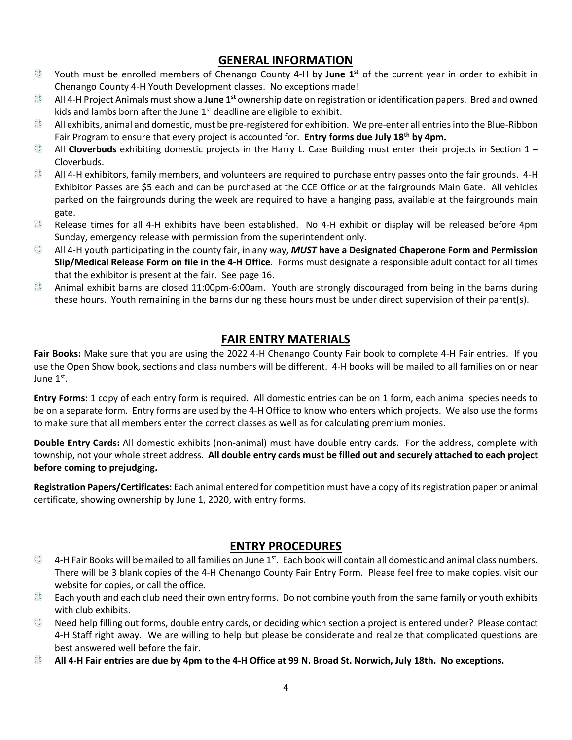## GENERAL INFORMATION

- Youth must be enrolled members of Chenango County 4-H by **June 1st** of the current year in order to exhibit in Chenango County 4-H Youth Development classes. No exceptions made!
- All 4-H Project Animals must show a **June 1st** ownership date on registration or identification papers. Bred and owned kids and lambs born after the June 1st deadline are eligible to exhibit.
- All exhibits, animal and domestic, must be pre-registered for exhibition. We pre-enter all entries into the Blue-Ribbon Fair Program to ensure that every project is accounted for. **Entry forms due July 18th by 4pm.**
- All **Cloverbuds** exhibiting domestic projects in the Harry L. Case Building must enter their projects in Section 1 – Cloverbuds.
- All 4-H exhibitors, family members, and volunteers are required to purchase entry passes onto the fair grounds. 4-H Exhibitor Passes are $5 each and can be purchased at the CCE Office or at the fairgrounds Main Gate. All vehicles parked on the fairgrounds during the week are required to have a hanging pass, available at the fairgrounds main gate.
- Release times for all 4-H exhibits have been established. No 4-H exhibit or display will be released before 4pm Sunday, emergency release with permission from the superintendent only.
- All 4-H youth participating in the county fair, in any way, ***MUST*** **have a Designated Chaperone Form and Permission Slip/Medical Release Form on file in the 4-H Office**. Forms must designate a responsible adult contact for all times that the exhibitor is present at the fair. See page 16.
- Animal exhibit barns are closed 11:00pm-6:00am. Youth are strongly discouraged from being in the barns during these hours. Youth remaining in the barns during these hours must be under direct supervision of their parent(s).

## FAIR ENTRY MATERIALS

**Fair Books:** Make sure that you are using the 2022 4-H Chenango County Fair book to complete 4-H Fair entries. If you use the Open Show book, sections and class numbers will be different. 4-H books will be mailed to all families on or near June 1st.

**Entry Forms:** 1 copy of each entry form is required. All domestic entries can be on 1 form, each animal species needs to be on a separate form. Entry forms are used by the 4-H Office to know who enters which projects. We also use the forms to make sure that all members enter the correct classes as well as for calculating premium monies.

**Double Entry Cards:** All domestic exhibits (non-animal) must have double entry cards. For the address, complete with township, not your whole street address. **All double entry cards must be filled out and securely attached to each project before coming to prejudging.**

**Registration Papers/Certificates:** Each animal entered for competition must have a copy of its registration paper or animal certificate, showing ownership by June 1, 2020, with entry forms.

## ENTRY PROCEDURES

- 4-H Fair Books will be mailed to all families on June 1st. Each book will contain all domestic and animal class numbers. There will be 3 blank copies of the 4-H Chenango County Fair Entry Form. Please feel free to make copies, visit our website for copies, or call the office.
- Each youth and each club need their own entry forms. Do not combine youth from the same family or youth exhibits with club exhibits.
- Need help filling out forms, double entry cards, or deciding which section a project is entered under? Please contact 4-H Staff right away. We are willing to help but please be considerate and realize that complicated questions are best answered well before the fair.
- **All 4-H Fair entries are due by 4pm to the 4-H Office at 99 N. Broad St. Norwich, July 18th. No exceptions.**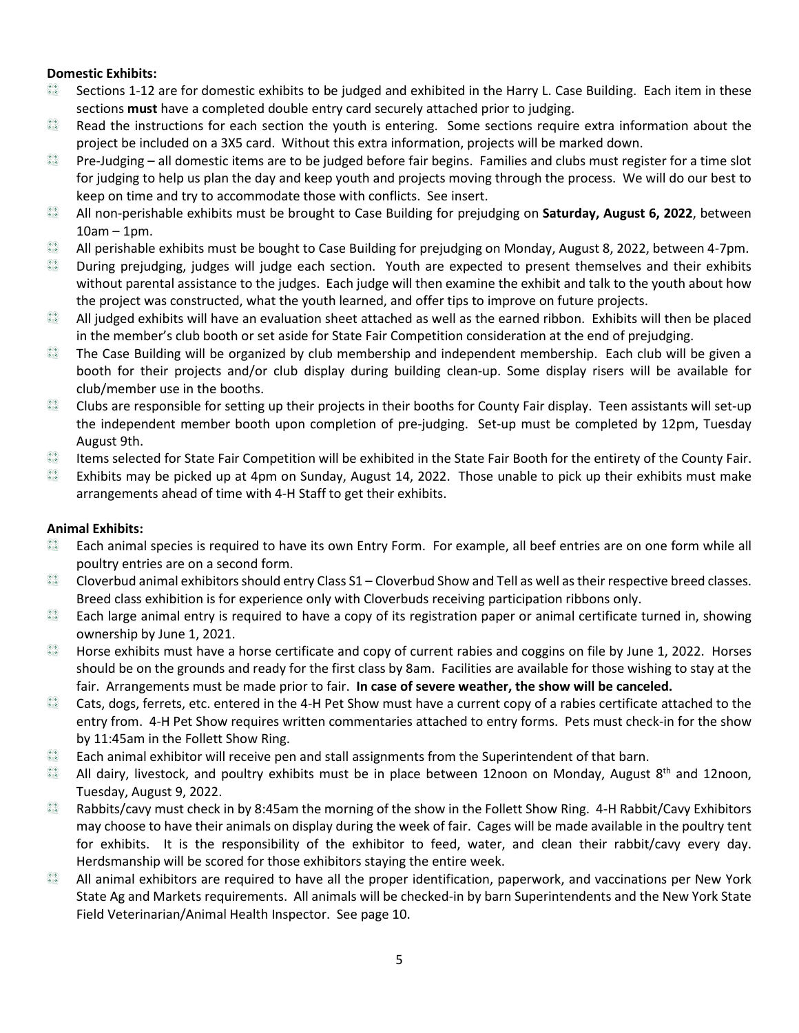**Domestic Exhibits:**

- Sections 1-12 are for domestic exhibits to be judged and exhibited in the Harry L. Case Building. Each item in these sections **must** have a completed double entry card securely attached prior to judging.
- Read the instructions for each section the youth is entering. Some sections require extra information about the project be included on a 3X5 card. Without this extra information, projects will be marked down.
- Pre-Judging – all domestic items are to be judged before fair begins. Families and clubs must register for a time slot for judging to help us plan the day and keep youth and projects moving through the process. We will do our best to keep on time and try to accommodate those with conflicts. See insert.
- All non-perishable exhibits must be brought to Case Building for prejudging on **Saturday, August 6, 2022**, between 10am – 1pm.
- All perishable exhibits must be bought to Case Building for prejudging on Monday, August 8, 2022, between 4-7pm.
- During prejudging, judges will judge each section. Youth are expected to present themselves and their exhibits without parental assistance to the judges. Each judge will then examine the exhibit and talk to the youth about how the project was constructed, what the youth learned, and offer tips to improve on future projects.
- All judged exhibits will have an evaluation sheet attached as well as the earned ribbon. Exhibits will then be placed in the member's club booth or set aside for State Fair Competition consideration at the end of prejudging.
- The Case Building will be organized by club membership and independent membership. Each club will be given a booth for their projects and/or club display during building clean-up. Some display risers will be available for club/member use in the booths.
- Clubs are responsible for setting up their projects in their booths for County Fair display. Teen assistants will set-up the independent member booth upon completion of pre-judging. Set-up must be completed by 12pm, Tuesday August 9th.
- Items selected for State Fair Competition will be exhibited in the State Fair Booth for the entirety of the County Fair.
- Exhibits may be picked up at 4pm on Sunday, August 14, 2022. Those unable to pick up their exhibits must make arrangements ahead of time with 4-H Staff to get their exhibits.

**Animal Exhibits:**

- Each animal species is required to have its own Entry Form. For example, all beef entries are on one form while all poultry entries are on a second form.
- Cloverbud animal exhibitors should entry Class S1 – Cloverbud Show and Tell as well as their respective breed classes. Breed class exhibition is for experience only with Cloverbuds receiving participation ribbons only.
- Each large animal entry is required to have a copy of its registration paper or animal certificate turned in, showing ownership by June 1, 2021.
- Horse exhibits must have a horse certificate and copy of current rabies and coggins on file by June 1, 2022. Horses should be on the grounds and ready for the first class by 8am. Facilities are available for those wishing to stay at the fair. Arrangements must be made prior to fair. **In case of severe weather, the show will be canceled.**
- Cats, dogs, ferrets, etc. entered in the 4-H Pet Show must have a current copy of a rabies certificate attached to the entry from. 4-H Pet Show requires written commentaries attached to entry forms. Pets must check-in for the show by 11:45am in the Follett Show Ring.
- Each animal exhibitor will receive pen and stall assignments from the Superintendent of that barn.
- All dairy, livestock, and poultry exhibits must be in place between 12noon on Monday, August 8th and 12noon, Tuesday, August 9, 2022.
- Rabbits/cavy must check in by 8:45am the morning of the show in the Follett Show Ring. 4-H Rabbit/Cavy Exhibitors may choose to have their animals on display during the week of fair. Cages will be made available in the poultry tent for exhibits. It is the responsibility of the exhibitor to feed, water, and clean their rabbit/cavy every day. Herdsmanship will be scored for those exhibitors staying the entire week.
- All animal exhibitors are required to have all the proper identification, paperwork, and vaccinations per New York State Ag and Markets requirements. All animals will be checked-in by barn Superintendents and the New York State Field Veterinarian/Animal Health Inspector. See page 10.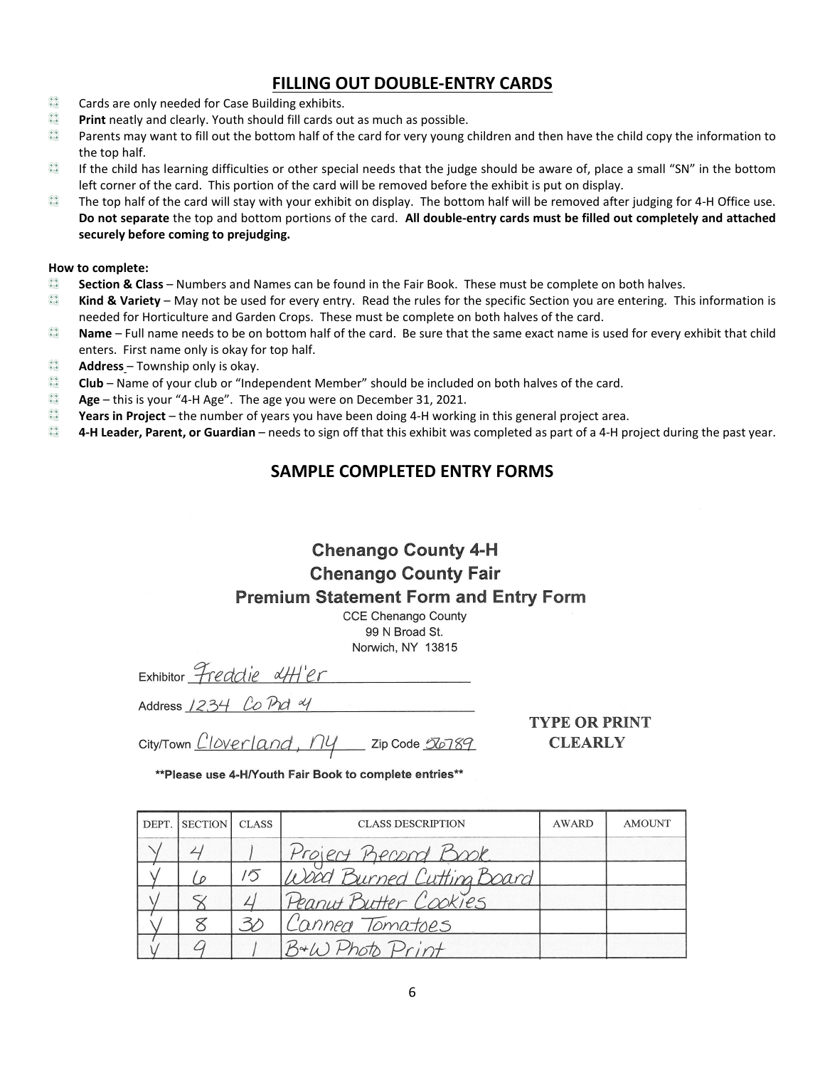## FILLING OUT DOUBLE-ENTRY CARDS

- Cards are only needed for Case Building exhibits.
- **Print** neatly and clearly. Youth should fill cards out as much as possible.
- Parents may want to fill out the bottom half of the card for very young children and then have the child copy the information to the top half.
- If the child has learning difficulties or other special needs that the judge should be aware of, place a small "SN" in the bottom left corner of the card. This portion of the card will be removed before the exhibit is put on display.
- The top half of the card will stay with your exhibit on display. The bottom half will be removed after judging for 4-H Office use. **Do not separate** the top and bottom portions of the card. **All double-entry cards must be filled out completely and attached securely before coming to prejudging.**

**How to complete:**

- **Section & Class** – Numbers and Names can be found in the Fair Book. These must be complete on both halves.
- **Kind & Variety** – May not be used for every entry. Read the rules for the specific Section you are entering. This information is needed for Horticulture and Garden Crops. These must be complete on both halves of the card.
- **Name** – Full name needs to be on bottom half of the card. Be sure that the same exact name is used for every exhibit that child enters. First name only is okay for top half.
- **Address** – Township only is okay.
- **Club** – Name of your club or "Independent Member" should be included on both halves of the card.
- **Age** – this is your "4-H Age". The age you were on December 31, 2021.
- **Years in Project** – the number of years you have been doing 4-H working in this general project area.
- **4-H Leader, Parent, or Guardian** – needs to sign off that this exhibit was completed as part of a 4-H project during the past year.

## SAMPLE COMPLETED ENTRY FORMS

**Chenango County 4-H**
**Chenango County Fair**
**Premium Statement Form and Entry Form**

CCE Chenango County
99 N Broad St.
Norwich, NY 13815

Exhibitor Freddie 4H'er

Address 1234 Co Rd 4

City/Town Cloverland, NY Zip Code 56789

**TYPE OR PRINT CLEARLY**

**Please use 4-H/Youth Fair Book to complete entries**

| DEPT. | SECTION | CLASS | CLASS DESCRIPTION | AWARD | AMOUNT |
|---|---|---|---|---|---|
| Y | 4 | 1 | Project Record Book | | |
| Y | 6 | 15 | Wood Burned Cutting Board | | |
| Y | 8 | 4 | Peanut Butter Cookies | | |
| Y | 8 | 30 | Canned Tomatoes | | |
| Y | 9 | 1 | B+W Photo Print | | |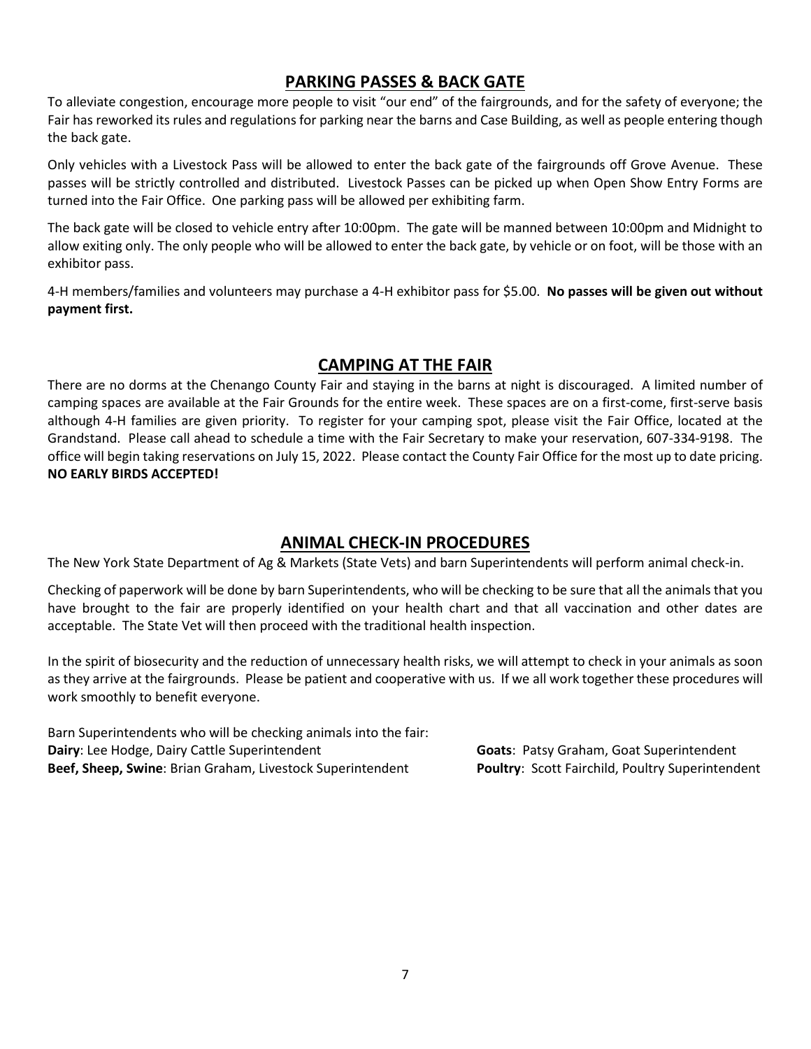## PARKING PASSES & BACK GATE

To alleviate congestion, encourage more people to visit "our end" of the fairgrounds, and for the safety of everyone; the Fair has reworked its rules and regulations for parking near the barns and Case Building, as well as people entering though the back gate.

Only vehicles with a Livestock Pass will be allowed to enter the back gate of the fairgrounds off Grove Avenue. These passes will be strictly controlled and distributed. Livestock Passes can be picked up when Open Show Entry Forms are turned into the Fair Office. One parking pass will be allowed per exhibiting farm.

The back gate will be closed to vehicle entry after 10:00pm. The gate will be manned between 10:00pm and Midnight to allow exiting only. The only people who will be allowed to enter the back gate, by vehicle or on foot, will be those with an exhibitor pass.

4-H members/families and volunteers may purchase a 4-H exhibitor pass for $5.00. **No passes will be given out without payment first.**

## CAMPING AT THE FAIR

There are no dorms at the Chenango County Fair and staying in the barns at night is discouraged. A limited number of camping spaces are available at the Fair Grounds for the entire week. These spaces are on a first-come, first-serve basis although 4-H families are given priority. To register for your camping spot, please visit the Fair Office, located at the Grandstand. Please call ahead to schedule a time with the Fair Secretary to make your reservation, 607-334-9198. The office will begin taking reservations on July 15, 2022. Please contact the County Fair Office for the most up to date pricing. **NO EARLY BIRDS ACCEPTED!**

## ANIMAL CHECK-IN PROCEDURES

The New York State Department of Ag & Markets (State Vets) and barn Superintendents will perform animal check-in.

Checking of paperwork will be done by barn Superintendents, who will be checking to be sure that all the animals that you have brought to the fair are properly identified on your health chart and that all vaccination and other dates are acceptable. The State Vet will then proceed with the traditional health inspection.

In the spirit of biosecurity and the reduction of unnecessary health risks, we will attempt to check in your animals as soon as they arrive at the fairgrounds. Please be patient and cooperative with us. If we all work together these procedures will work smoothly to benefit everyone.

Barn Superintendents who will be checking animals into the fair:

**Dairy**: Lee Hodge, Dairy Cattle Superintendent

**Beef, Sheep, Swine**: Brian Graham, Livestock Superintendent

**Goats**: Patsy Graham, Goat Superintendent

**Poultry**: Scott Fairchild, Poultry Superintendent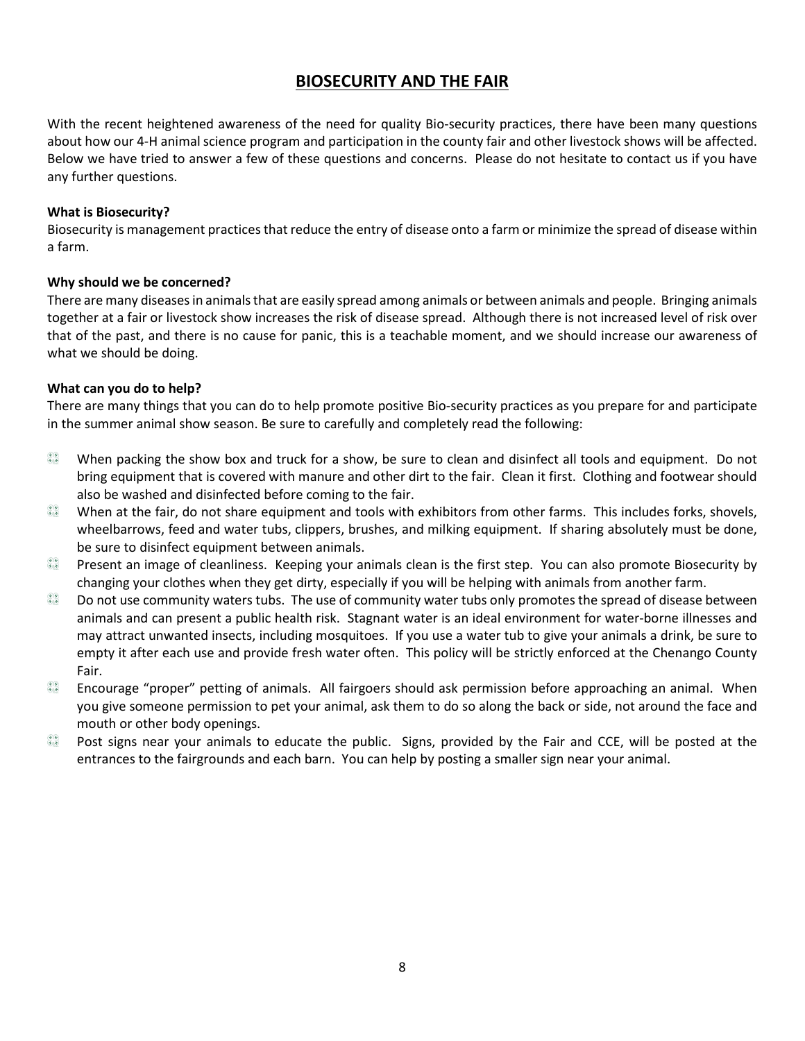# BIOSECURITY AND THE FAIR

With the recent heightened awareness of the need for quality Bio-security practices, there have been many questions about how our 4-H animal science program and participation in the county fair and other livestock shows will be affected. Below we have tried to answer a few of these questions and concerns. Please do not hesitate to contact us if you have any further questions.

**What is Biosecurity?**

Biosecurity is management practices that reduce the entry of disease onto a farm or minimize the spread of disease within a farm.

**Why should we be concerned?**

There are many diseases in animals that are easily spread among animals or between animals and people. Bringing animals together at a fair or livestock show increases the risk of disease spread. Although there is not increased level of risk over that of the past, and there is no cause for panic, this is a teachable moment, and we should increase our awareness of what we should be doing.

**What can you do to help?**

There are many things that you can do to help promote positive Bio-security practices as you prepare for and participate in the summer animal show season. Be sure to carefully and completely read the following:

- When packing the show box and truck for a show, be sure to clean and disinfect all tools and equipment. Do not bring equipment that is covered with manure and other dirt to the fair. Clean it first. Clothing and footwear should also be washed and disinfected before coming to the fair.
- When at the fair, do not share equipment and tools with exhibitors from other farms. This includes forks, shovels, wheelbarrows, feed and water tubs, clippers, brushes, and milking equipment. If sharing absolutely must be done, be sure to disinfect equipment between animals.
- Present an image of cleanliness. Keeping your animals clean is the first step. You can also promote Biosecurity by changing your clothes when they get dirty, especially if you will be helping with animals from another farm.
- Do not use community waters tubs. The use of community water tubs only promotes the spread of disease between animals and can present a public health risk. Stagnant water is an ideal environment for water-borne illnesses and may attract unwanted insects, including mosquitoes. If you use a water tub to give your animals a drink, be sure to empty it after each use and provide fresh water often. This policy will be strictly enforced at the Chenango County Fair.
- Encourage "proper" petting of animals. All fairgoers should ask permission before approaching an animal. When you give someone permission to pet your animal, ask them to do so along the back or side, not around the face and mouth or other body openings.
- Post signs near your animals to educate the public. Signs, provided by the Fair and CCE, will be posted at the entrances to the fairgrounds and each barn. You can help by posting a smaller sign near your animal.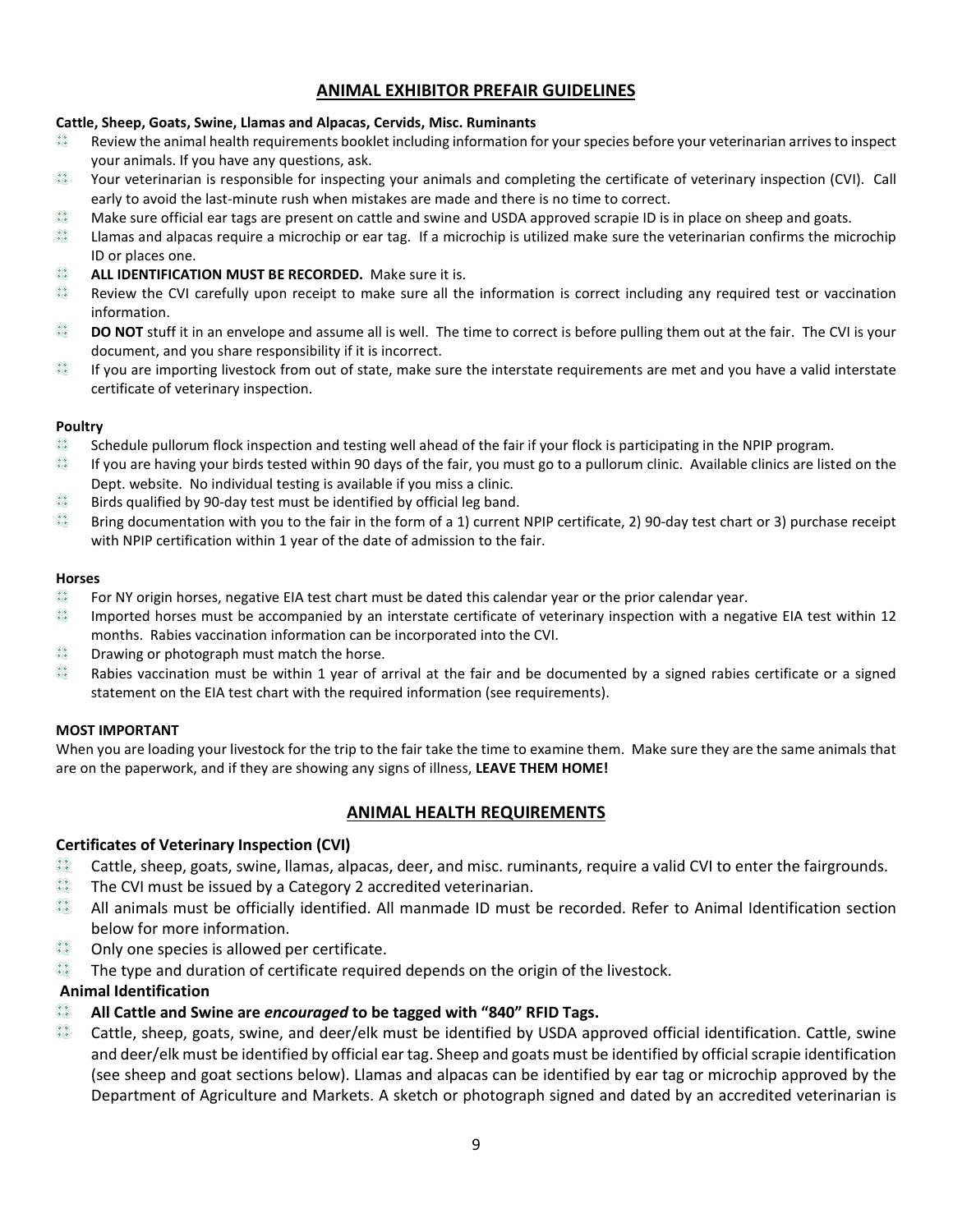## ANIMAL EXHIBITOR PREFAIR GUIDELINES

**Cattle, Sheep, Goats, Swine, Llamas and Alpacas, Cervids, Misc. Ruminants**

- Review the animal health requirements booklet including information for your species before your veterinarian arrives to inspect your animals. If you have any questions, ask.
- Your veterinarian is responsible for inspecting your animals and completing the certificate of veterinary inspection (CVI). Call early to avoid the last-minute rush when mistakes are made and there is no time to correct.
- Make sure official ear tags are present on cattle and swine and USDA approved scrapie ID is in place on sheep and goats.
- Llamas and alpacas require a microchip or ear tag. If a microchip is utilized make sure the veterinarian confirms the microchip ID or places one.
- **ALL IDENTIFICATION MUST BE RECORDED.** Make sure it is.
- Review the CVI carefully upon receipt to make sure all the information is correct including any required test or vaccination information.
- **DO NOT** stuff it in an envelope and assume all is well. The time to correct is before pulling them out at the fair. The CVI is your document, and you share responsibility if it is incorrect.
- If you are importing livestock from out of state, make sure the interstate requirements are met and you have a valid interstate certificate of veterinary inspection.

**Poultry**

- Schedule pullorum flock inspection and testing well ahead of the fair if your flock is participating in the NPIP program.
- If you are having your birds tested within 90 days of the fair, you must go to a pullorum clinic. Available clinics are listed on the Dept. website. No individual testing is available if you miss a clinic.
- Birds qualified by 90-day test must be identified by official leg band.
- Bring documentation with you to the fair in the form of a 1) current NPIP certificate, 2) 90-day test chart or 3) purchase receipt with NPIP certification within 1 year of the date of admission to the fair.

**Horses**

- For NY origin horses, negative EIA test chart must be dated this calendar year or the prior calendar year.
- Imported horses must be accompanied by an interstate certificate of veterinary inspection with a negative EIA test within 12 months. Rabies vaccination information can be incorporated into the CVI.
- Drawing or photograph must match the horse.
- Rabies vaccination must be within 1 year of arrival at the fair and be documented by a signed rabies certificate or a signed statement on the EIA test chart with the required information (see requirements).

**MOST IMPORTANT**

When you are loading your livestock for the trip to the fair take the time to examine them. Make sure they are the same animals that are on the paperwork, and if they are showing any signs of illness, **LEAVE THEM HOME!**

## ANIMAL HEALTH REQUIREMENTS

### Certificates of Veterinary Inspection (CVI)

- Cattle, sheep, goats, swine, llamas, alpacas, deer, and misc. ruminants, require a valid CVI to enter the fairgrounds.
- The CVI must be issued by a Category 2 accredited veterinarian.
- All animals must be officially identified. All manmade ID must be recorded. Refer to Animal Identification section below for more information.
- Only one species is allowed per certificate.
- The type and duration of certificate required depends on the origin of the livestock.

### Animal Identification

- **All Cattle and Swine are *encouraged* to be tagged with "840" RFID Tags.**
- Cattle, sheep, goats, swine, and deer/elk must be identified by USDA approved official identification. Cattle, swine and deer/elk must be identified by official ear tag. Sheep and goats must be identified by official scrapie identification (see sheep and goat sections below). Llamas and alpacas can be identified by ear tag or microchip approved by the Department of Agriculture and Markets. A sketch or photograph signed and dated by an accredited veterinarian is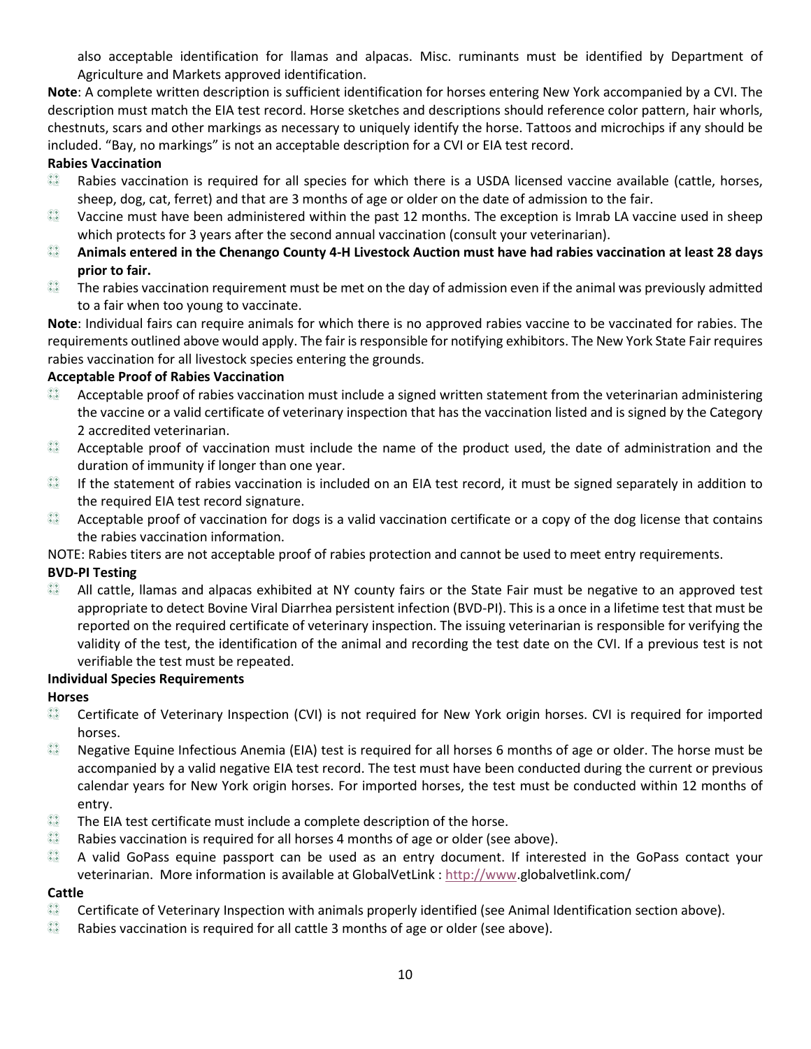also acceptable identification for llamas and alpacas. Misc. ruminants must be identified by Department of Agriculture and Markets approved identification.

**Note**: A complete written description is sufficient identification for horses entering New York accompanied by a CVI. The description must match the EIA test record. Horse sketches and descriptions should reference color pattern, hair whorls, chestnuts, scars and other markings as necessary to uniquely identify the horse. Tattoos and microchips if any should be included. "Bay, no markings" is not an acceptable description for a CVI or EIA test record.

**Rabies Vaccination**

- Rabies vaccination is required for all species for which there is a USDA licensed vaccine available (cattle, horses, sheep, dog, cat, ferret) and that are 3 months of age or older on the date of admission to the fair.
- Vaccine must have been administered within the past 12 months. The exception is Imrab LA vaccine used in sheep which protects for 3 years after the second annual vaccination (consult your veterinarian).
- **Animals entered in the Chenango County 4-H Livestock Auction must have had rabies vaccination at least 28 days prior to fair.**
- The rabies vaccination requirement must be met on the day of admission even if the animal was previously admitted to a fair when too young to vaccinate.

**Note**: Individual fairs can require animals for which there is no approved rabies vaccine to be vaccinated for rabies. The requirements outlined above would apply. The fair is responsible for notifying exhibitors. The New York State Fair requires rabies vaccination for all livestock species entering the grounds.

**Acceptable Proof of Rabies Vaccination**

- Acceptable proof of rabies vaccination must include a signed written statement from the veterinarian administering the vaccine or a valid certificate of veterinary inspection that has the vaccination listed and is signed by the Category 2 accredited veterinarian.
- Acceptable proof of vaccination must include the name of the product used, the date of administration and the duration of immunity if longer than one year.
- If the statement of rabies vaccination is included on an EIA test record, it must be signed separately in addition to the required EIA test record signature.
- Acceptable proof of vaccination for dogs is a valid vaccination certificate or a copy of the dog license that contains the rabies vaccination information.

NOTE: Rabies titers are not acceptable proof of rabies protection and cannot be used to meet entry requirements.

**BVD-PI Testing**

- All cattle, llamas and alpacas exhibited at NY county fairs or the State Fair must be negative to an approved test appropriate to detect Bovine Viral Diarrhea persistent infection (BVD-PI). This is a once in a lifetime test that must be reported on the required certificate of veterinary inspection. The issuing veterinarian is responsible for verifying the validity of the test, the identification of the animal and recording the test date on the CVI. If a previous test is not verifiable the test must be repeated.

**Individual Species Requirements**

**Horses**

- Certificate of Veterinary Inspection (CVI) is not required for New York origin horses. CVI is required for imported horses.
- Negative Equine Infectious Anemia (EIA) test is required for all horses 6 months of age or older. The horse must be accompanied by a valid negative EIA test record. The test must have been conducted during the current or previous calendar years for New York origin horses. For imported horses, the test must be conducted within 12 months of entry.
- The EIA test certificate must include a complete description of the horse.
- Rabies vaccination is required for all horses 4 months of age or older (see above).
- A valid GoPass equine passport can be used as an entry document. If interested in the GoPass contact your veterinarian. More information is available at GlobalVetLink : http://www.globalvetlink.com/

**Cattle**

- Certificate of Veterinary Inspection with animals properly identified (see Animal Identification section above).
- Rabies vaccination is required for all cattle 3 months of age or older (see above).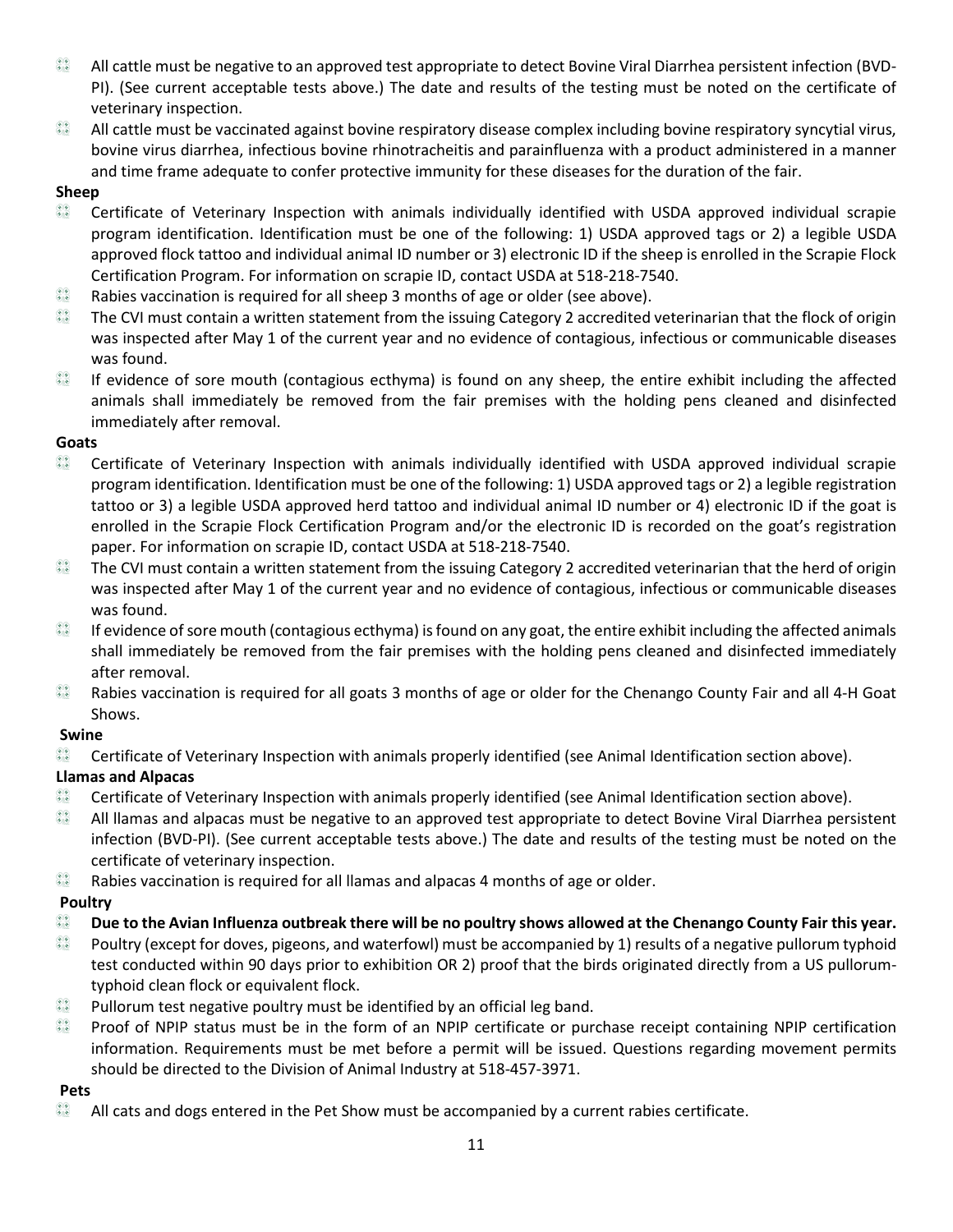- All cattle must be negative to an approved test appropriate to detect Bovine Viral Diarrhea persistent infection (BVD-PI). (See current acceptable tests above.) The date and results of the testing must be noted on the certificate of veterinary inspection.
- All cattle must be vaccinated against bovine respiratory disease complex including bovine respiratory syncytial virus, bovine virus diarrhea, infectious bovine rhinotracheitis and parainfluenza with a product administered in a manner and time frame adequate to confer protective immunity for these diseases for the duration of the fair.

**Sheep**

- Certificate of Veterinary Inspection with animals individually identified with USDA approved individual scrapie program identification. Identification must be one of the following: 1) USDA approved tags or 2) a legible USDA approved flock tattoo and individual animal ID number or 3) electronic ID if the sheep is enrolled in the Scrapie Flock Certification Program. For information on scrapie ID, contact USDA at 518-218-7540.
- Rabies vaccination is required for all sheep 3 months of age or older (see above).
- The CVI must contain a written statement from the issuing Category 2 accredited veterinarian that the flock of origin was inspected after May 1 of the current year and no evidence of contagious, infectious or communicable diseases was found.
- If evidence of sore mouth (contagious ecthyma) is found on any sheep, the entire exhibit including the affected animals shall immediately be removed from the fair premises with the holding pens cleaned and disinfected immediately after removal.

**Goats**

- Certificate of Veterinary Inspection with animals individually identified with USDA approved individual scrapie program identification. Identification must be one of the following: 1) USDA approved tags or 2) a legible registration tattoo or 3) a legible USDA approved herd tattoo and individual animal ID number or 4) electronic ID if the goat is enrolled in the Scrapie Flock Certification Program and/or the electronic ID is recorded on the goat's registration paper. For information on scrapie ID, contact USDA at 518-218-7540.
- The CVI must contain a written statement from the issuing Category 2 accredited veterinarian that the herd of origin was inspected after May 1 of the current year and no evidence of contagious, infectious or communicable diseases was found.
- If evidence of sore mouth (contagious ecthyma) is found on any goat, the entire exhibit including the affected animals shall immediately be removed from the fair premises with the holding pens cleaned and disinfected immediately after removal.
- Rabies vaccination is required for all goats 3 months of age or older for the Chenango County Fair and all 4-H Goat Shows.

**Swine**

- Certificate of Veterinary Inspection with animals properly identified (see Animal Identification section above).

**Llamas and Alpacas**

- Certificate of Veterinary Inspection with animals properly identified (see Animal Identification section above).
- All llamas and alpacas must be negative to an approved test appropriate to detect Bovine Viral Diarrhea persistent infection (BVD-PI). (See current acceptable tests above.) The date and results of the testing must be noted on the certificate of veterinary inspection.
- Rabies vaccination is required for all llamas and alpacas 4 months of age or older.

**Poultry**

- **Due to the Avian Influenza outbreak there will be no poultry shows allowed at the Chenango County Fair this year.**
- Poultry (except for doves, pigeons, and waterfowl) must be accompanied by 1) results of a negative pullorum typhoid test conducted within 90 days prior to exhibition OR 2) proof that the birds originated directly from a US pullorum-typhoid clean flock or equivalent flock.
- Pullorum test negative poultry must be identified by an official leg band.
- Proof of NPIP status must be in the form of an NPIP certificate or purchase receipt containing NPIP certification information. Requirements must be met before a permit will be issued. Questions regarding movement permits should be directed to the Division of Animal Industry at 518-457-3971.

**Pets**

- All cats and dogs entered in the Pet Show must be accompanied by a current rabies certificate.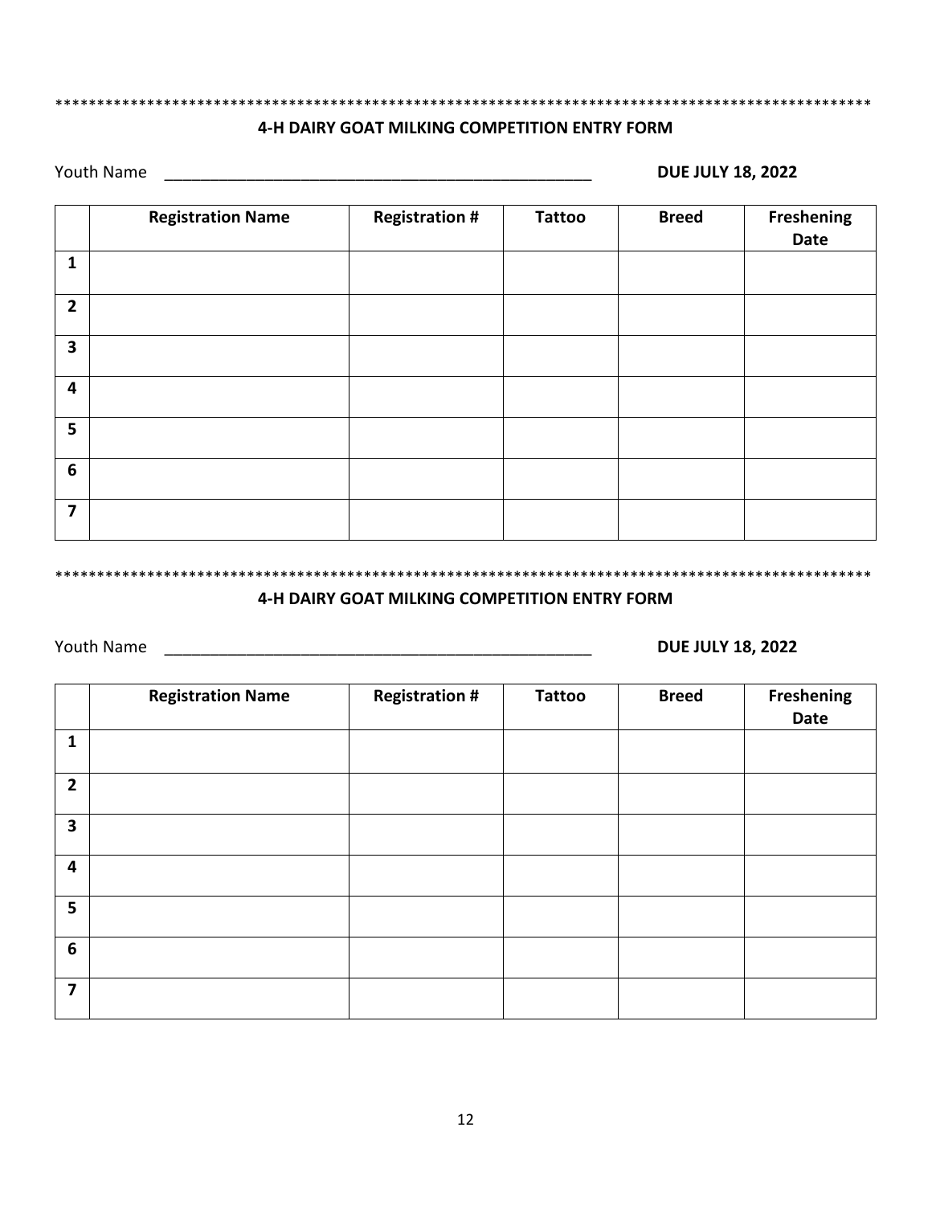****************************************************************************************************

**4-H DAIRY GOAT MILKING COMPETITION ENTRY FORM**

Youth Name ________________________________________________ **DUE JULY 18, 2022**

| | Registration Name | Registration # | Tattoo | Breed | Freshening Date |
|---|---|---|---|---|---|
| 1 | | | | | |
| 2 | | | | | |
| 3 | | | | | |
| 4 | | | | | |
| 5 | | | | | |
| 6 | | | | | |
| 7 | | | | | |

****************************************************************************************************

**4-H DAIRY GOAT MILKING COMPETITION ENTRY FORM**

Youth Name ________________________________________________ **DUE JULY 18, 2022**

| | Registration Name | Registration # | Tattoo | Breed | Freshening Date |
|---|---|---|---|---|---|
| 1 | | | | | |
| 2 | | | | | |
| 3 | | | | | |
| 4 | | | | | |
| 5 | | | | | |
| 6 | | | | | |
| 7 | | | | | |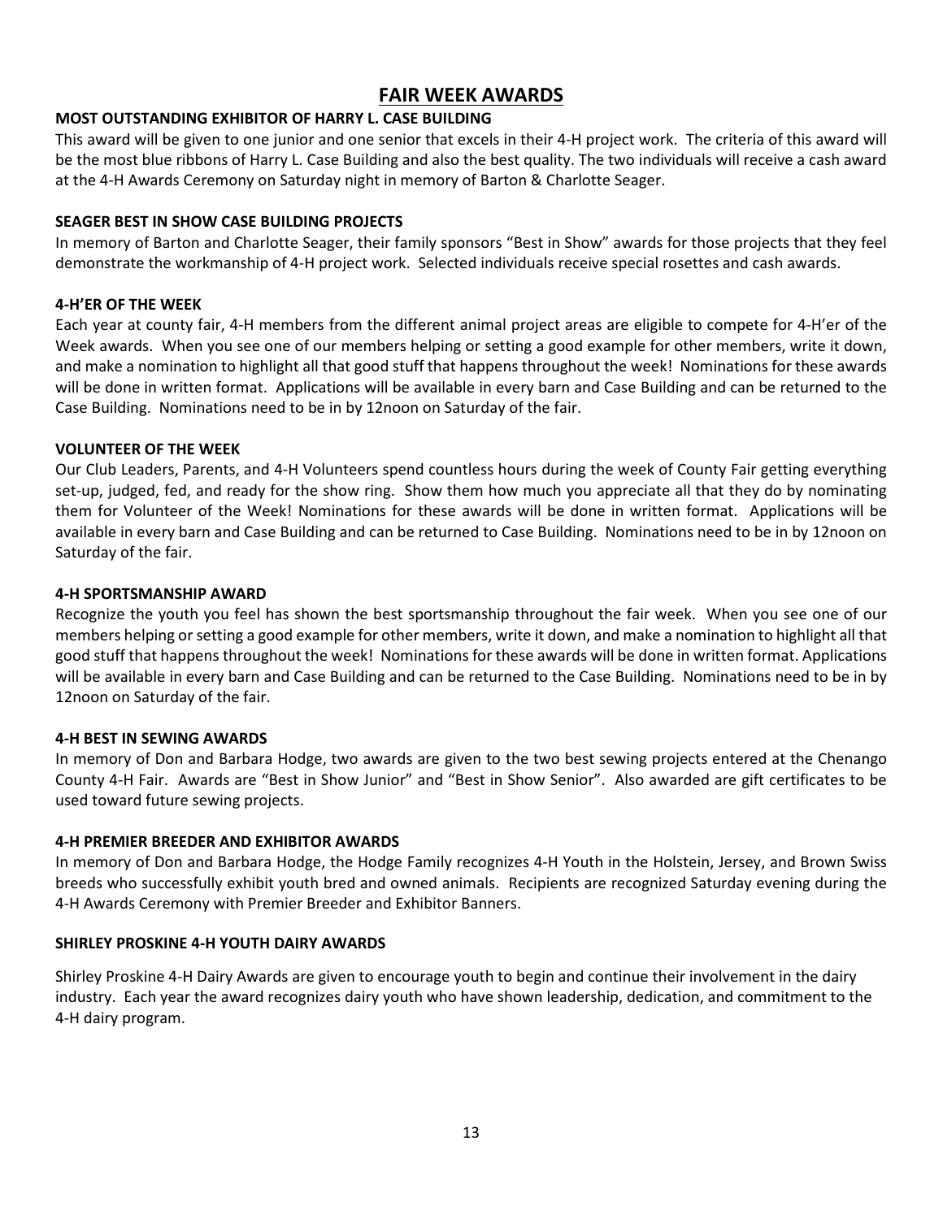# FAIR WEEK AWARDS

**MOST OUTSTANDING EXHIBITOR OF HARRY L. CASE BUILDING**

This award will be given to one junior and one senior that excels in their 4-H project work. The criteria of this award will be the most blue ribbons of Harry L. Case Building and also the best quality. The two individuals will receive a cash award at the 4-H Awards Ceremony on Saturday night in memory of Barton & Charlotte Seager.

**SEAGER BEST IN SHOW CASE BUILDING PROJECTS**

In memory of Barton and Charlotte Seager, their family sponsors "Best in Show" awards for those projects that they feel demonstrate the workmanship of 4-H project work. Selected individuals receive special rosettes and cash awards.

**4-H'ER OF THE WEEK**

Each year at county fair, 4-H members from the different animal project areas are eligible to compete for 4-H'er of the Week awards. When you see one of our members helping or setting a good example for other members, write it down, and make a nomination to highlight all that good stuff that happens throughout the week! Nominations for these awards will be done in written format. Applications will be available in every barn and Case Building and can be returned to the Case Building. Nominations need to be in by 12noon on Saturday of the fair.

**VOLUNTEER OF THE WEEK**

Our Club Leaders, Parents, and 4-H Volunteers spend countless hours during the week of County Fair getting everything set-up, judged, fed, and ready for the show ring. Show them how much you appreciate all that they do by nominating them for Volunteer of the Week! Nominations for these awards will be done in written format. Applications will be available in every barn and Case Building and can be returned to Case Building. Nominations need to be in by 12noon on Saturday of the fair.

**4-H SPORTSMANSHIP AWARD**

Recognize the youth you feel has shown the best sportsmanship throughout the fair week. When you see one of our members helping or setting a good example for other members, write it down, and make a nomination to highlight all that good stuff that happens throughout the week! Nominations for these awards will be done in written format. Applications will be available in every barn and Case Building and can be returned to the Case Building. Nominations need to be in by 12noon on Saturday of the fair.

**4-H BEST IN SEWING AWARDS**

In memory of Don and Barbara Hodge, two awards are given to the two best sewing projects entered at the Chenango County 4-H Fair. Awards are "Best in Show Junior" and "Best in Show Senior". Also awarded are gift certificates to be used toward future sewing projects.

**4-H PREMIER BREEDER AND EXHIBITOR AWARDS**

In memory of Don and Barbara Hodge, the Hodge Family recognizes 4-H Youth in the Holstein, Jersey, and Brown Swiss breeds who successfully exhibit youth bred and owned animals. Recipients are recognized Saturday evening during the 4-H Awards Ceremony with Premier Breeder and Exhibitor Banners.

**SHIRLEY PROSKINE 4-H YOUTH DAIRY AWARDS**

Shirley Proskine 4-H Dairy Awards are given to encourage youth to begin and continue their involvement in the dairy industry. Each year the award recognizes dairy youth who have shown leadership, dedication, and commitment to the 4-H dairy program.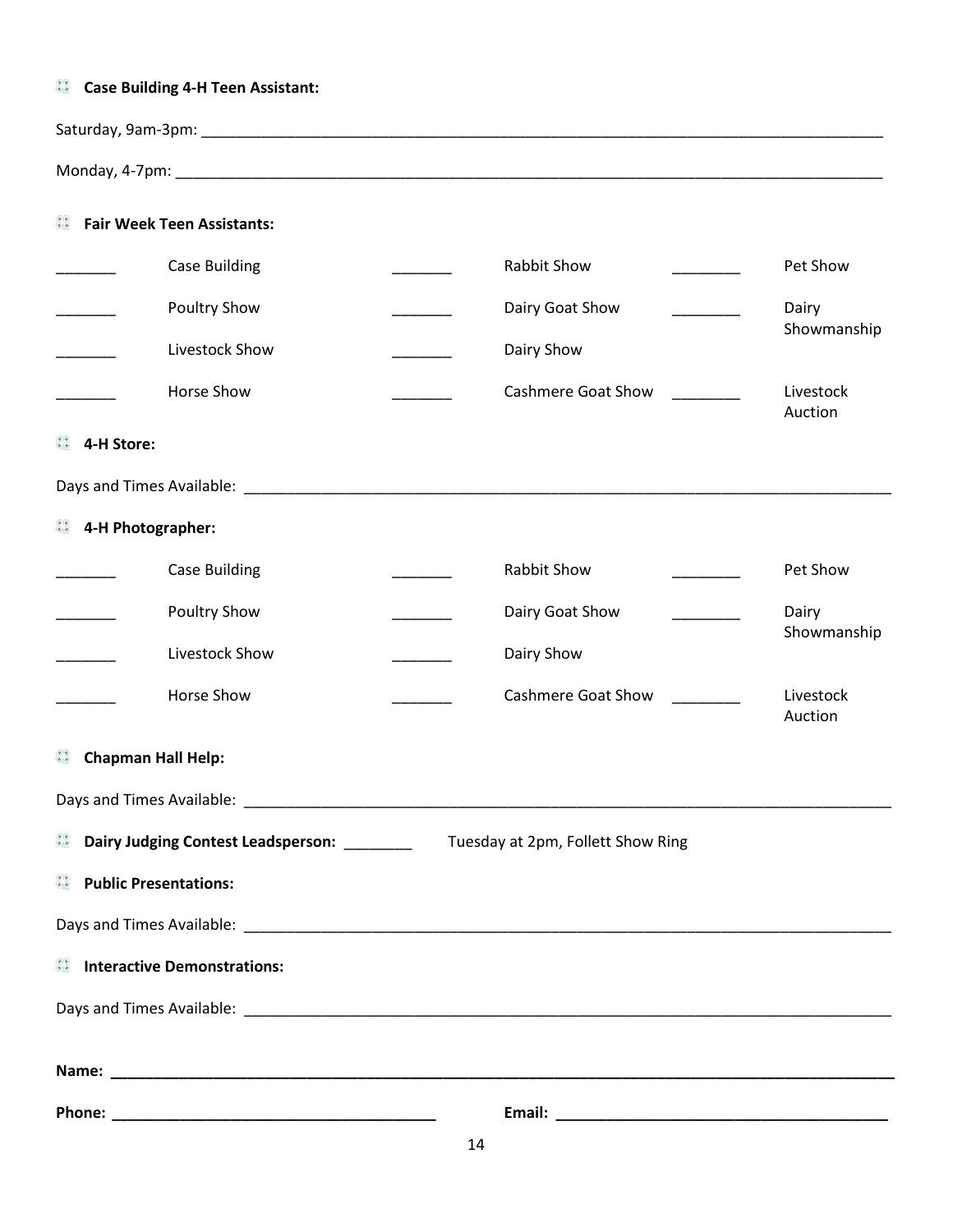**Case Building 4-H Teen Assistant:**

Saturday, 9am-3pm: ___________________________________________________________________________

Monday, 4-7pm: ______________________________________________________________________________

**Fair Week Teen Assistants:**

| | | | | | |
|---|---|---|---|---|---|
| _______ | Case Building | _______ | Rabbit Show | ________ | Pet Show |
| _______ | Poultry Show | _______ | Dairy Goat Show | ________ | Dairy Showmanship |
| _______ | Livestock Show | _______ | Dairy Show | | |
| _______ | Horse Show | _______ | Cashmere Goat Show | ________ | Livestock Auction |

**4-H Store:**

Days and Times Available: _______________________________________________________________________

**4-H Photographer:**

| | | | | | |
|---|---|---|---|---|---|
| _______ | Case Building | _______ | Rabbit Show | ________ | Pet Show |
| _______ | Poultry Show | _______ | Dairy Goat Show | ________ | Dairy Showmanship |
| _______ | Livestock Show | _______ | Dairy Show | | |
| _______ | Horse Show | _______ | Cashmere Goat Show | ________ | Livestock Auction |

**Chapman Hall Help:**

Days and Times Available: _______________________________________________________________________

**Dairy Judging Contest Leadsperson:** ________ Tuesday at 2pm, Follett Show Ring

**Public Presentations:**

Days and Times Available: _______________________________________________________________________

**Interactive Demonstrations:**

Days and Times Available: _______________________________________________________________________

**Name: _____________________________________________________________________________________**

**Phone: ____________________________________** **Email: ____________________________________**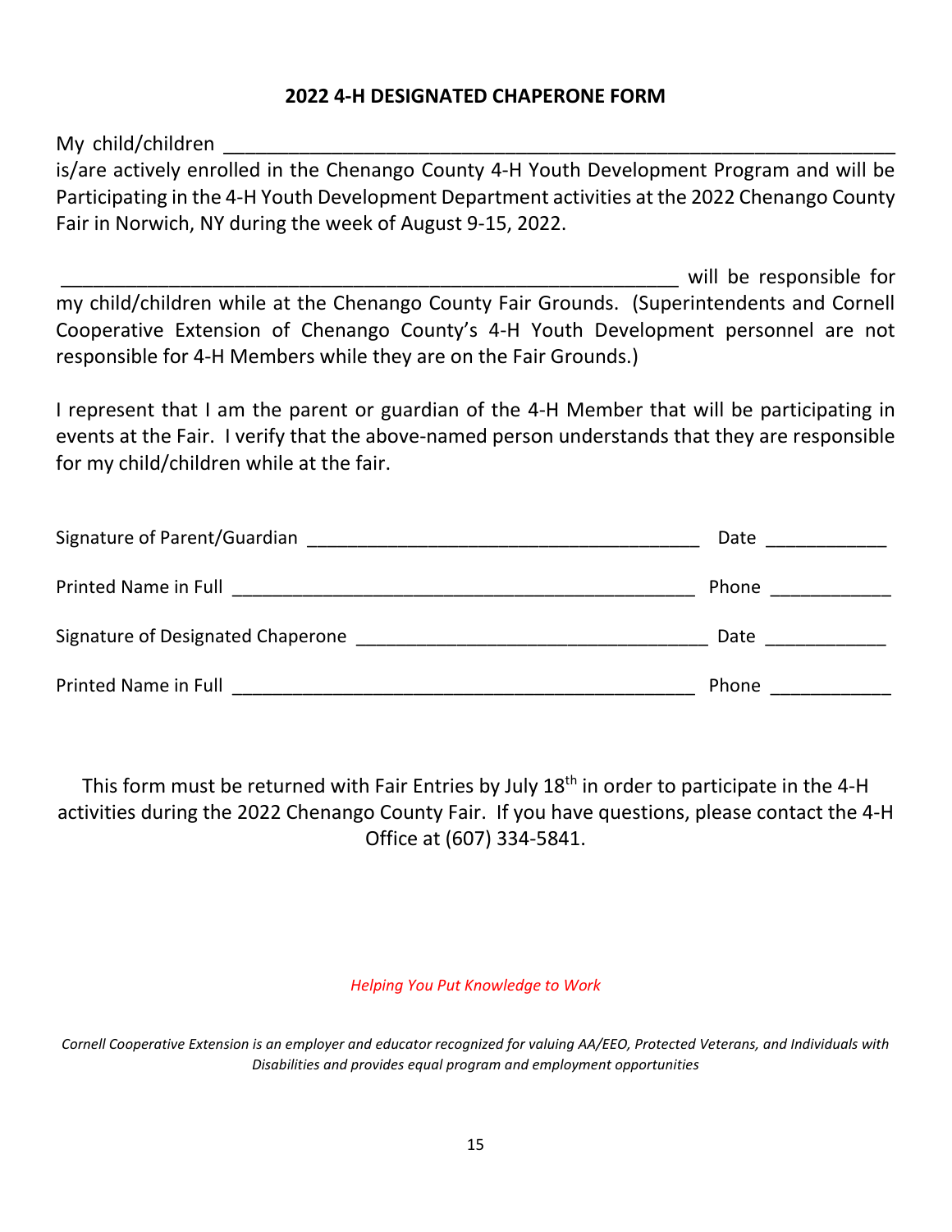## 2022 4-H DESIGNATED CHAPERONE FORM

My child/children ________________________________________________________________
is/are actively enrolled in the Chenango County 4-H Youth Development Program and will be Participating in the 4-H Youth Development Department activities at the 2022 Chenango County Fair in Norwich, NY during the week of August 9-15, 2022.

____________________________________________________________ will be responsible for my child/children while at the Chenango County Fair Grounds. (Superintendents and Cornell Cooperative Extension of Chenango County's 4-H Youth Development personnel are not responsible for 4-H Members while they are on the Fair Grounds.)

I represent that I am the parent or guardian of the 4-H Member that will be participating in events at the Fair. I verify that the above-named person understands that they are responsible for my child/children while at the fair.

Signature of Parent/Guardian ______________________________________ Date ____________

Printed Name in Full ____________________________________________ Phone ____________

Signature of Designated Chaperone _________________________________ Date ____________

Printed Name in Full ____________________________________________ Phone ____________

This form must be returned with Fair Entries by July 18th in order to participate in the 4-H activities during the 2022 Chenango County Fair. If you have questions, please contact the 4-H Office at (607) 334-5841.

*Helping You Put Knowledge to Work*

*Cornell Cooperative Extension is an employer and educator recognized for valuing AA/EEO, Protected Veterans, and Individuals with Disabilities and provides equal program and employment opportunities*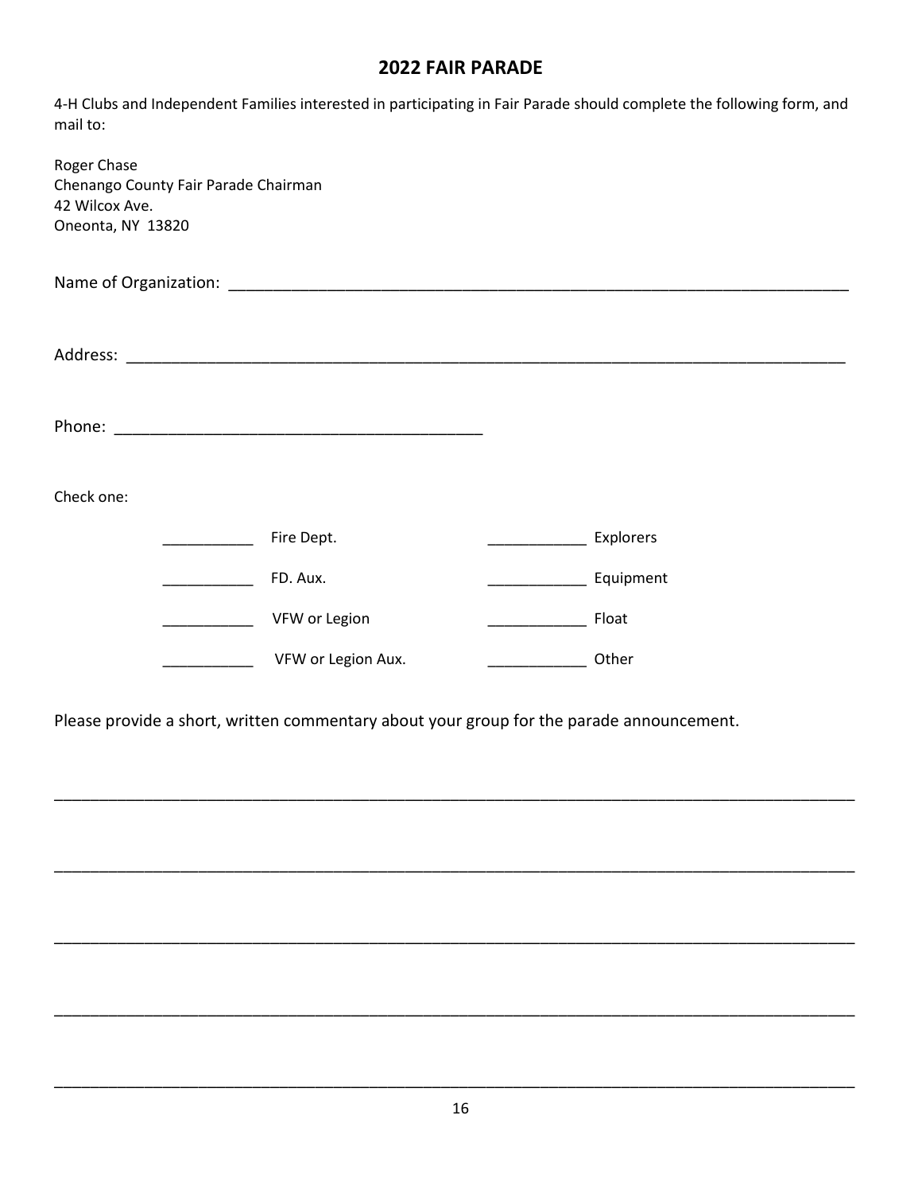## 2022 FAIR PARADE

4-H Clubs and Independent Families interested in participating in Fair Parade should complete the following form, and mail to:

Roger Chase  
Chenango County Fair Parade Chairman  
42 Wilcox Ave.  
Oneonta, NY 13820

Name of Organization: ___________________________________________________________________________

Address: ___________________________________________________________________________________

Phone: _________________________________________

Check one:

| | | | |
|---|---|---|---|
| ___________ | Fire Dept. | ____________ | Explorers |
| ___________ | FD. Aux. | ____________ | Equipment |
| ___________ | VFW or Legion | ____________ | Float |
| ___________ | VFW or Legion Aux. | ____________ | Other |

Please provide a short, written commentary about your group for the parade announcement.

_____________________________________________________________________________________________

_____________________________________________________________________________________________

_____________________________________________________________________________________________

_____________________________________________________________________________________________

_____________________________________________________________________________________________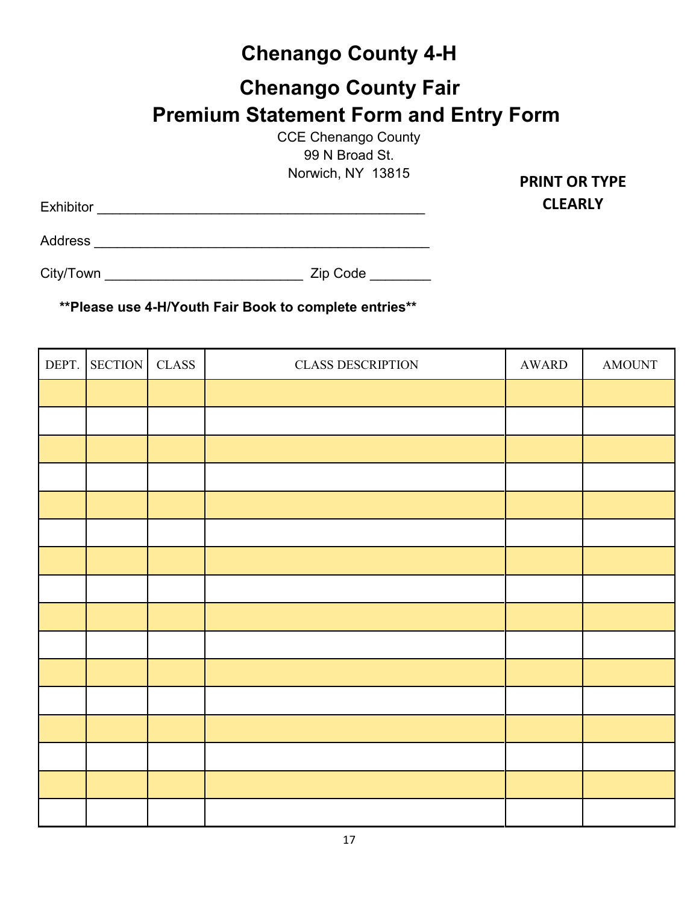# Chenango County 4-H

## Chenango County Fair
## Premium Statement Form and Entry Form

CCE Chenango County
99 N Broad St.
Norwich, NY 13815

**PRINT OR TYPE CLEARLY**

Exhibitor ___________________________________________

Address ____________________________________________

City/Town __________________________ Zip Code ________

**\*\*Please use 4-H/Youth Fair Book to complete entries\*\***

| DEPT. | SECTION | CLASS | CLASS DESCRIPTION | AWARD | AMOUNT |
|---|---|---|---|---|---|
| | | | | | |
| | | | | | |
| | | | | | |
| | | | | | |
| | | | | | |
| | | | | | |
| | | | | | |
| | | | | | |
| | | | | | |
| | | | | | |
| | | | | | |
| | | | | | |
| | | | | | |
| | | | | | |
| | | | | | |
| | | | | | |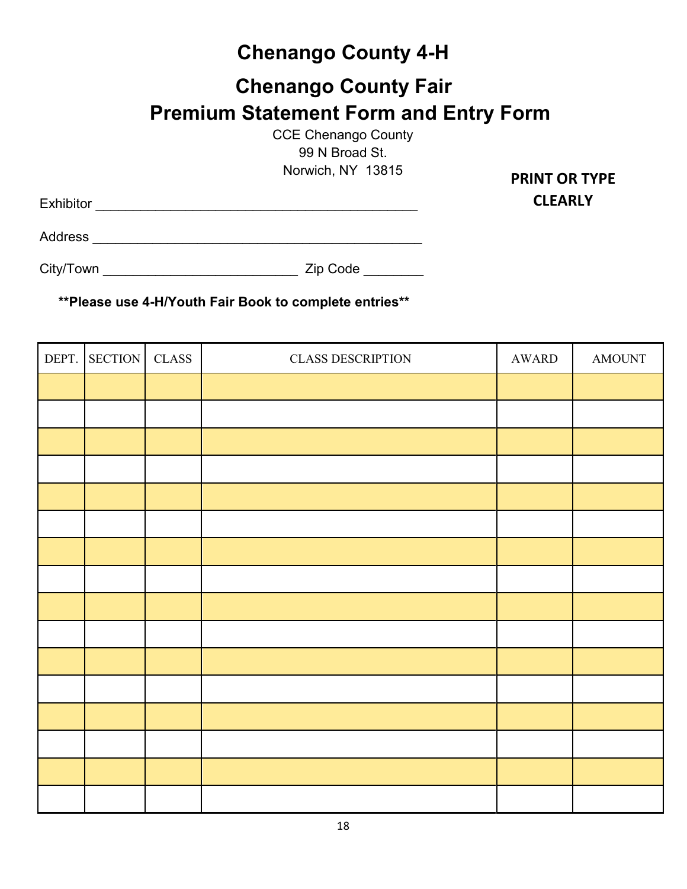# Chenango County 4-H

## Chenango County Fair
## Premium Statement Form and Entry Form

CCE Chenango County
99 N Broad St.
Norwich, NY 13815

**PRINT OR TYPE CLEARLY**

Exhibitor ________________________________________

Address __________________________________________

City/Town _________________________ Zip Code ________

**\*\*Please use 4-H/Youth Fair Book to complete entries\*\***

| DEPT. | SECTION | CLASS | CLASS DESCRIPTION | AWARD | AMOUNT |
|---|---|---|---|---|---|
| | | | | | |
| | | | | | |
| | | | | | |
| | | | | | |
| | | | | | |
| | | | | | |
| | | | | | |
| | | | | | |
| | | | | | |
| | | | | | |
| | | | | | |
| | | | | | |
| | | | | | |
| | | | | | |
| | | | | | |
| | | | | | |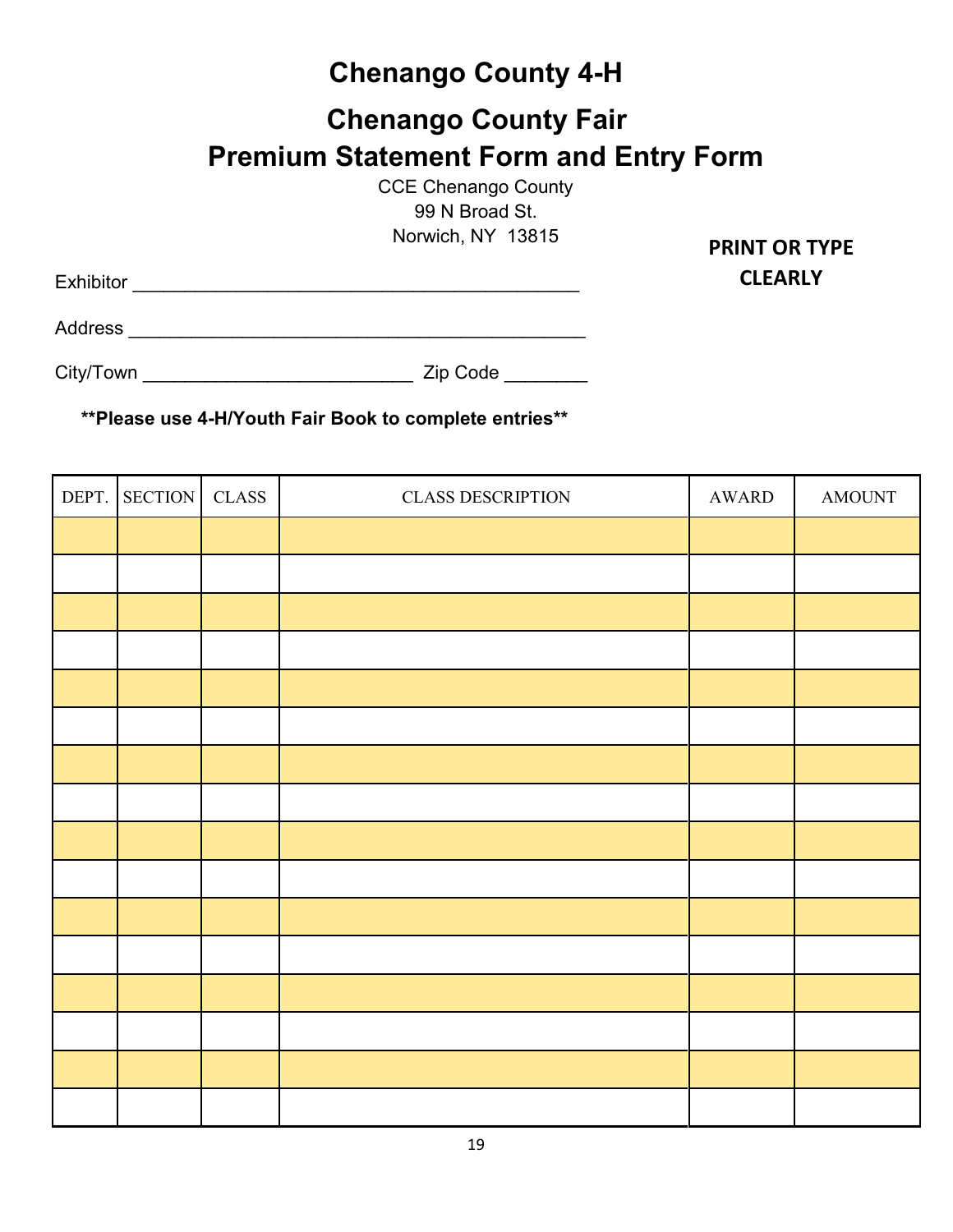# Chenango County 4-H

## Chenango County Fair
## Premium Statement Form and Entry Form

CCE Chenango County
99 N Broad St.
Norwich, NY 13815

**PRINT OR TYPE CLEARLY**

Exhibitor ___________________________________________

Address _____________________________________________

City/Town __________________________ Zip Code ________

**\*\*Please use 4-H/Youth Fair Book to complete entries\*\***

| DEPT. | SECTION | CLASS | CLASS DESCRIPTION | AWARD | AMOUNT |
|---|---|---|---|---|---|
| | | | | | |
| | | | | | |
| | | | | | |
| | | | | | |
| | | | | | |
| | | | | | |
| | | | | | |
| | | | | | |
| | | | | | |
| | | | | | |
| | | | | | |
| | | | | | |
| | | | | | |
| | | | | | |
| | | | | | |
| | | | | | |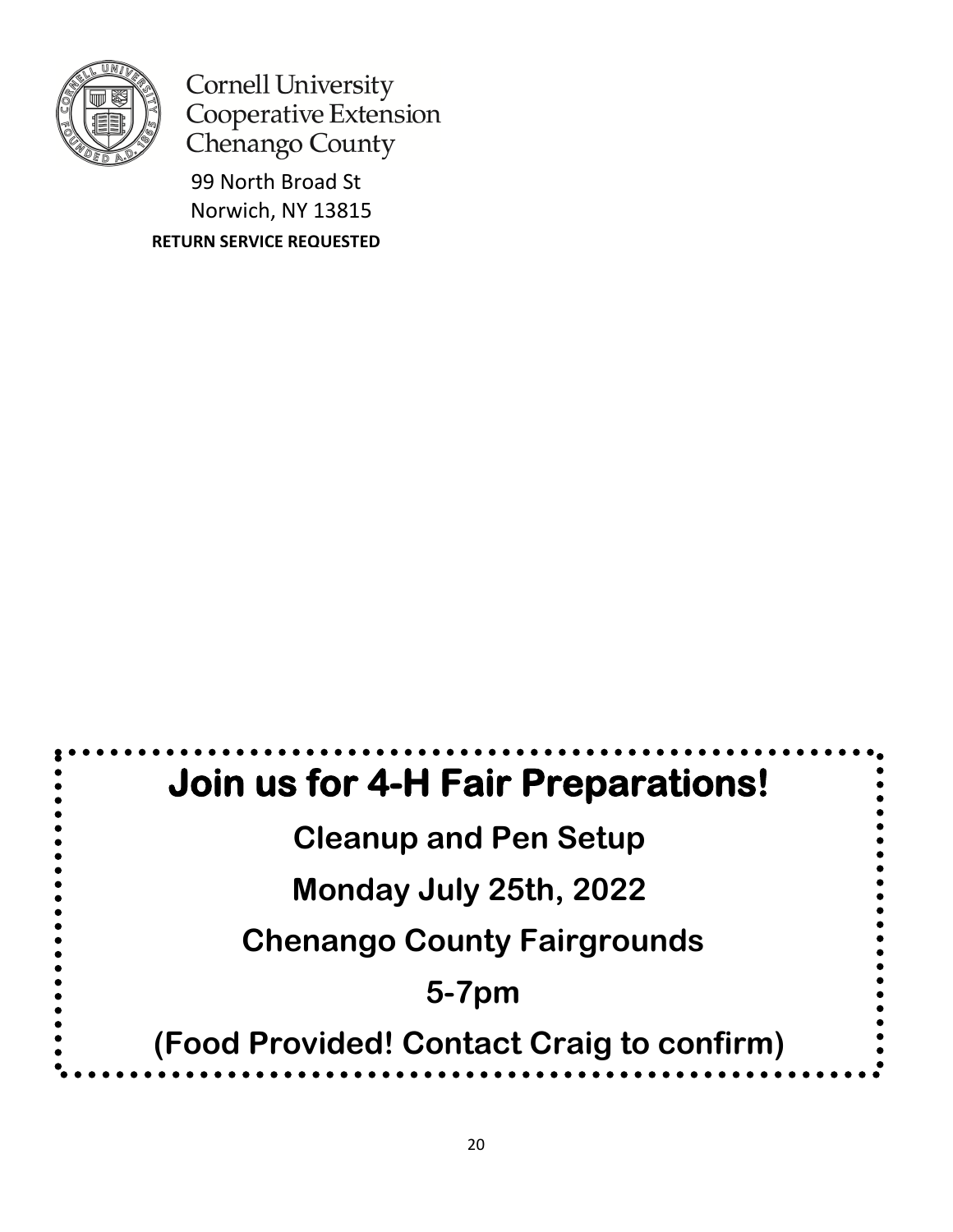Cornell University
Cooperative Extension
Chenango County

99 North Broad St
Norwich, NY 13815

**RETURN SERVICE REQUESTED**

# Join us for 4-H Fair Preparations!

**Cleanup and Pen Setup**

**Monday July 25th, 2022**

**Chenango County Fairgrounds**

**5-7pm**

**(Food Provided! Contact Craig to confirm)**